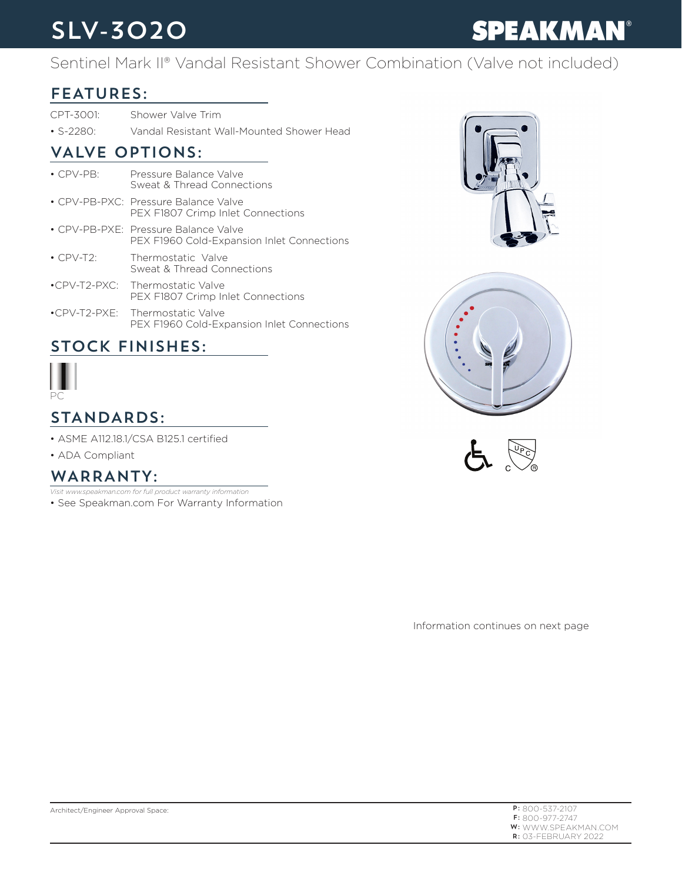# SLV-3020

**SPEAKMAN®**

Sentinel Mark II® Vandal Resistant Shower Combination (Valve not included)

## FEATURES:

| | |
|---|---|
| CPT-3001: | Shower Valve Trim |
| • S-2280: | Vandal Resistant Wall-Mounted Shower Head |

## VALVE OPTIONS:

| | |
|---|---|
| • CPV-PB: | Pressure Balance Valve<br>Sweat & Thread Connections |
| • CPV-PB-PXC: | Pressure Balance Valve<br>PEX F1807 Crimp Inlet Connections |
| • CPV-PB-PXE: | Pressure Balance Valve<br>PEX F1960 Cold-Expansion Inlet Connections |
| • CPV-T2: | Thermostatic Valve<br>Sweat & Thread Connections |
| •CPV-T2-PXC: | Thermostatic Valve<br>PEX F1807 Crimp Inlet Connections |
| •CPV-T2-PXE: | Thermostatic Valve<br>PEX F1960 Cold-Expansion Inlet Connections |

## STOCK FINISHES:

PC

## STANDARDS:

- ASME A112.18.1/CSA B125.1 certified
- ADA Compliant

## WARRANTY:

*Visit www.speakman.com for full product warranty information*

- See Speakman.com For Warranty Information

Information continues on next page

Architect/Engineer Approval Space:

**P:** 800-537-2107
**F:** 800-977-2747
**W:** WWW.SPEAKMAN.COM
**R:** 03-FEBRUARY 2022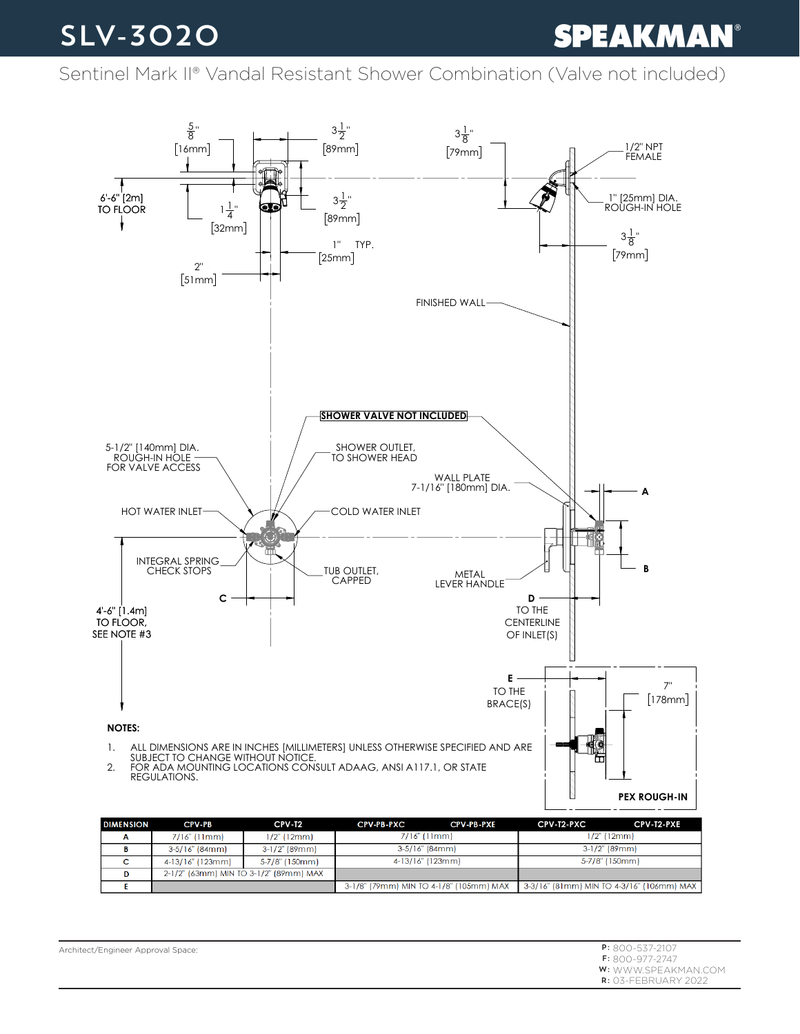# SLV-3020

**SPEAKMAN®**

## Sentinel Mark II® Vandal Resistant Shower Combination (Valve not included)

5/8" [16mm]
3-1/2" [89mm]
3-1/8" [79mm]
1/2" NPT FEMALE
6'-6" [2m] TO FLOOR
1-1/4" [32mm]
3-1/2" [89mm]
1" [25mm] DIA. ROUGH-IN HOLE
1" TYP. [25mm]
3-1/8" [79mm]
2" [51mm]
FINISHED WALL
SHOWER VALVE NOT INCLUDED
5-1/2" [140mm] DIA. ROUGH-IN HOLE FOR VALVE ACCESS
SHOWER OUTLET, TO SHOWER HEAD
WALL PLATE 7-1/16" [180mm] DIA.
A
HOT WATER INLET
COLD WATER INLET
INTEGRAL SPRING CHECK STOPS
TUB OUTLET, CAPPED
METAL LEVER HANDLE
B
C
D TO THE CENTERLINE OF INLET(S)
4'-6" [1.4m] TO FLOOR, SEE NOTE #3
E TO THE BRACE(S)
7" [178mm]
PEX ROUGH-IN

**NOTES:**

1. ALL DIMENSIONS ARE IN INCHES [MILLIMETERS] UNLESS OTHERWISE SPECIFIED AND ARE SUBJECT TO CHANGE WITHOUT NOTICE.
2. FOR ADA MOUNTING LOCATIONS CONSULT ADAAG, ANSI A117.1, OR STATE REGULATIONS.

| DIMENSION | CPV-PB | CPV-T2 | CPV-PB-PXC / CPV-PB-PXE | CPV-T2-PXC / CPV-T2-PXE |
|---|---|---|---|---|
| A | 7/16" (11mm) | 1/2" (12mm) | 7/16" (11mm) | 1/2" (12mm) |
| B | 3-5/16" (84mm) | 3-1/2" (89mm) | 3-5/16" (84mm) | 3-1/2" (89mm) |
| C | 4-13/16" (123mm) | 5-7/8" (150mm) | 4-13/16" (123mm) | 5-7/8" (150mm) |
| D | 2-1/2" (63mm) MIN TO 3-1/2" (89mm) MAX | | | |
| E | | | 3-1/8" (79mm) MIN TO 4-1/8" (105mm) MAX | 3-3/16" (81mm) MIN TO 4-3/16" (106mm) MAX |

Architect/Engineer Approval Space:

**P:** 800-537-2107
**F:** 800-977-2747
**W:** WWW.SPEAKMAN.COM
**R:** 03-FEBRUARY 2022